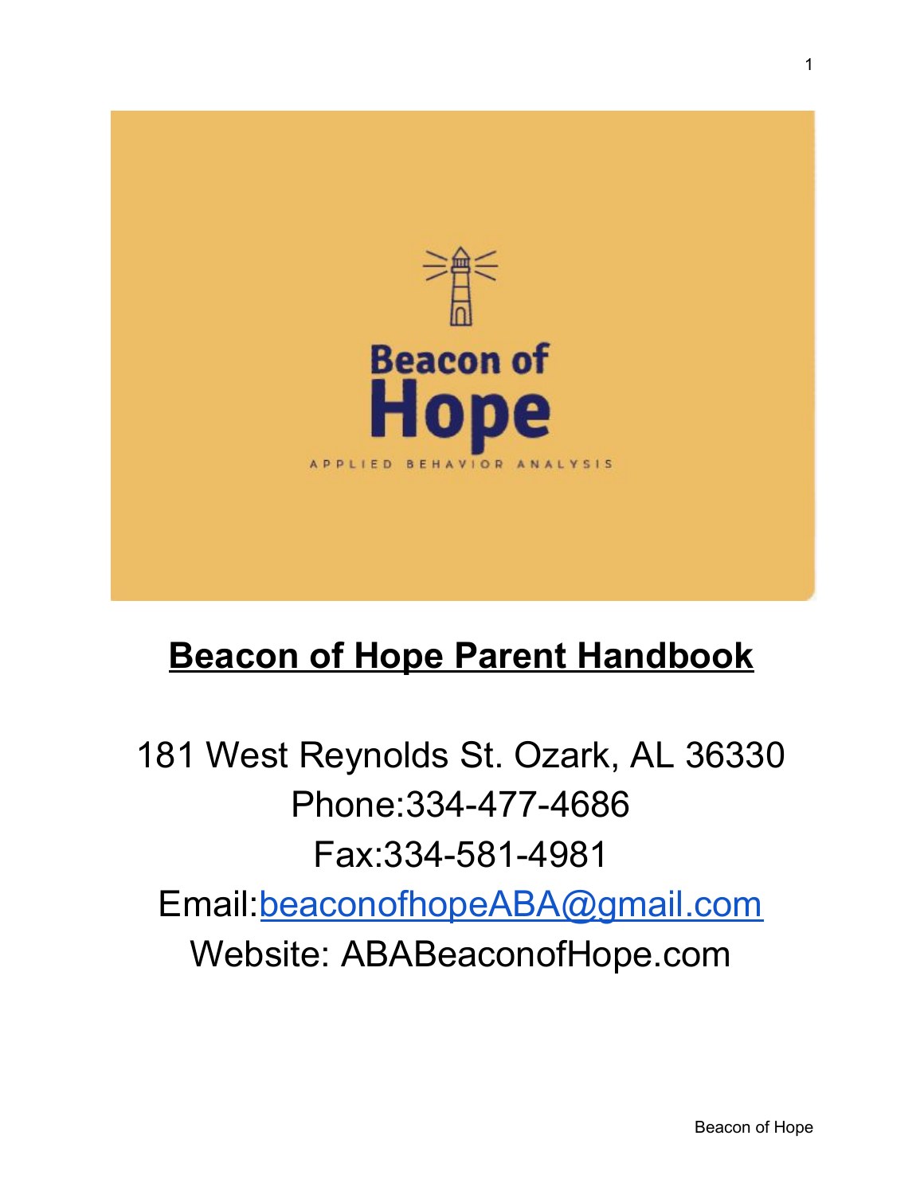Beacon of Hope

APPLIED BEHAVIOR ANALYSIS

# Beacon of Hope Parent Handbook

181 West Reynolds St. Ozark, AL 36330

Phone:334-477-4686

Fax:334-581-4981

Email:beaconofhopeABA@gmail.com

Website: ABABeaconofHope.com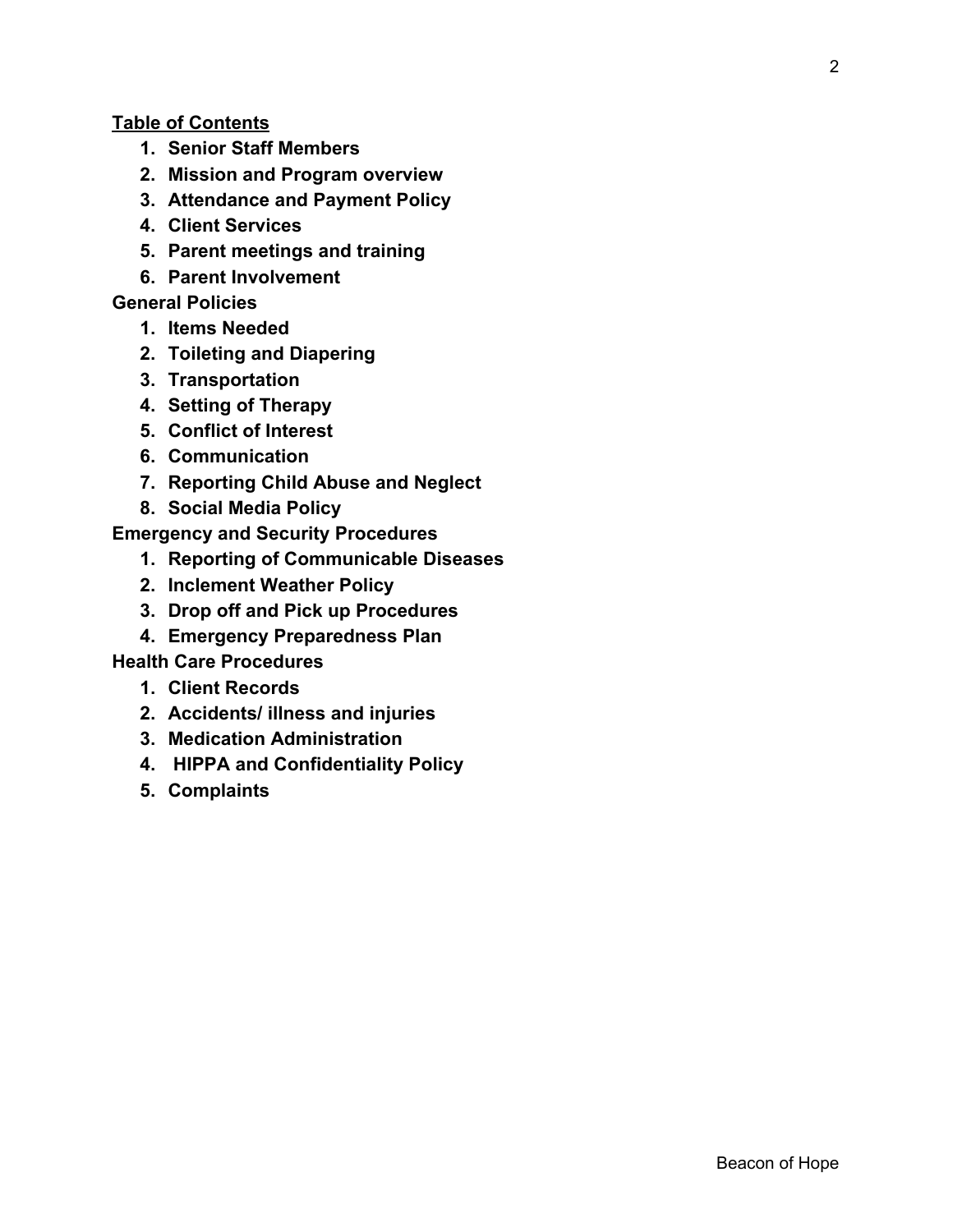## Table of Contents

1. **Senior Staff Members**
2. **Mission and Program overview**
3. **Attendance and Payment Policy**
4. **Client Services**
5. **Parent meetings and training**
6. **Parent Involvement**

**General Policies**

1. **Items Needed**
2. **Toileting and Diapering**
3. **Transportation**
4. **Setting of Therapy**
5. **Conflict of Interest**
6. **Communication**
7. **Reporting Child Abuse and Neglect**
8. **Social Media Policy**

**Emergency and Security Procedures**

1. **Reporting of Communicable Diseases**
2. **Inclement Weather Policy**
3. **Drop off and Pick up Procedures**
4. **Emergency Preparedness Plan**

**Health Care Procedures**

1. **Client Records**
2. **Accidents/ illness and injuries**
3. **Medication Administration**
4. **HIPPA and Confidentiality Policy**
5. **Complaints**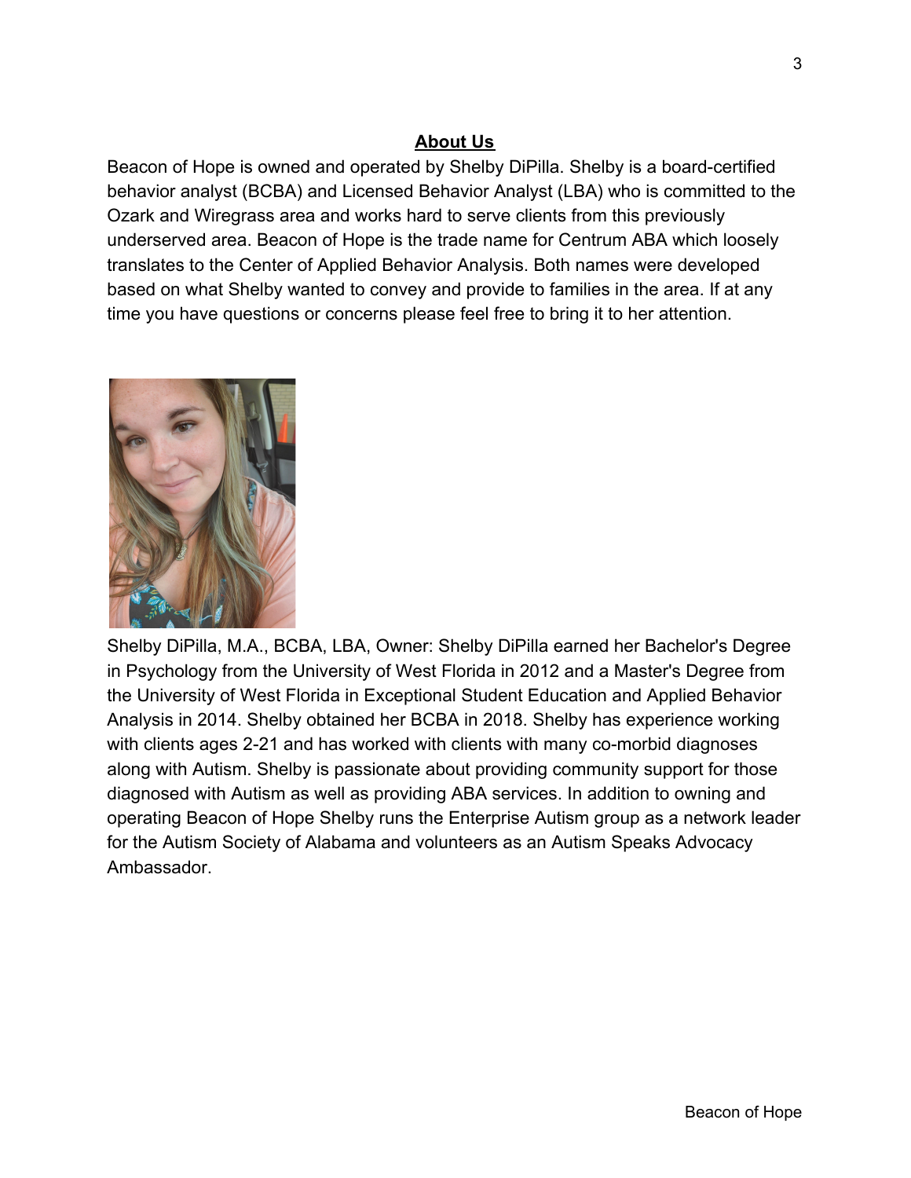## About Us

Beacon of Hope is owned and operated by Shelby DiPilla. Shelby is a board-certified behavior analyst (BCBA) and Licensed Behavior Analyst (LBA) who is committed to the Ozark and Wiregrass area and works hard to serve clients from this previously underserved area. Beacon of Hope is the trade name for Centrum ABA which loosely translates to the Center of Applied Behavior Analysis. Both names were developed based on what Shelby wanted to convey and provide to families in the area. If at any time you have questions or concerns please feel free to bring it to her attention.

Shelby DiPilla, M.A., BCBA, LBA, Owner: Shelby DiPilla earned her Bachelor's Degree in Psychology from the University of West Florida in 2012 and a Master's Degree from the University of West Florida in Exceptional Student Education and Applied Behavior Analysis in 2014. Shelby obtained her BCBA in 2018. Shelby has experience working with clients ages 2-21 and has worked with clients with many co-morbid diagnoses along with Autism. Shelby is passionate about providing community support for those diagnosed with Autism as well as providing ABA services. In addition to owning and operating Beacon of Hope Shelby runs the Enterprise Autism group as a network leader for the Autism Society of Alabama and volunteers as an Autism Speaks Advocacy Ambassador.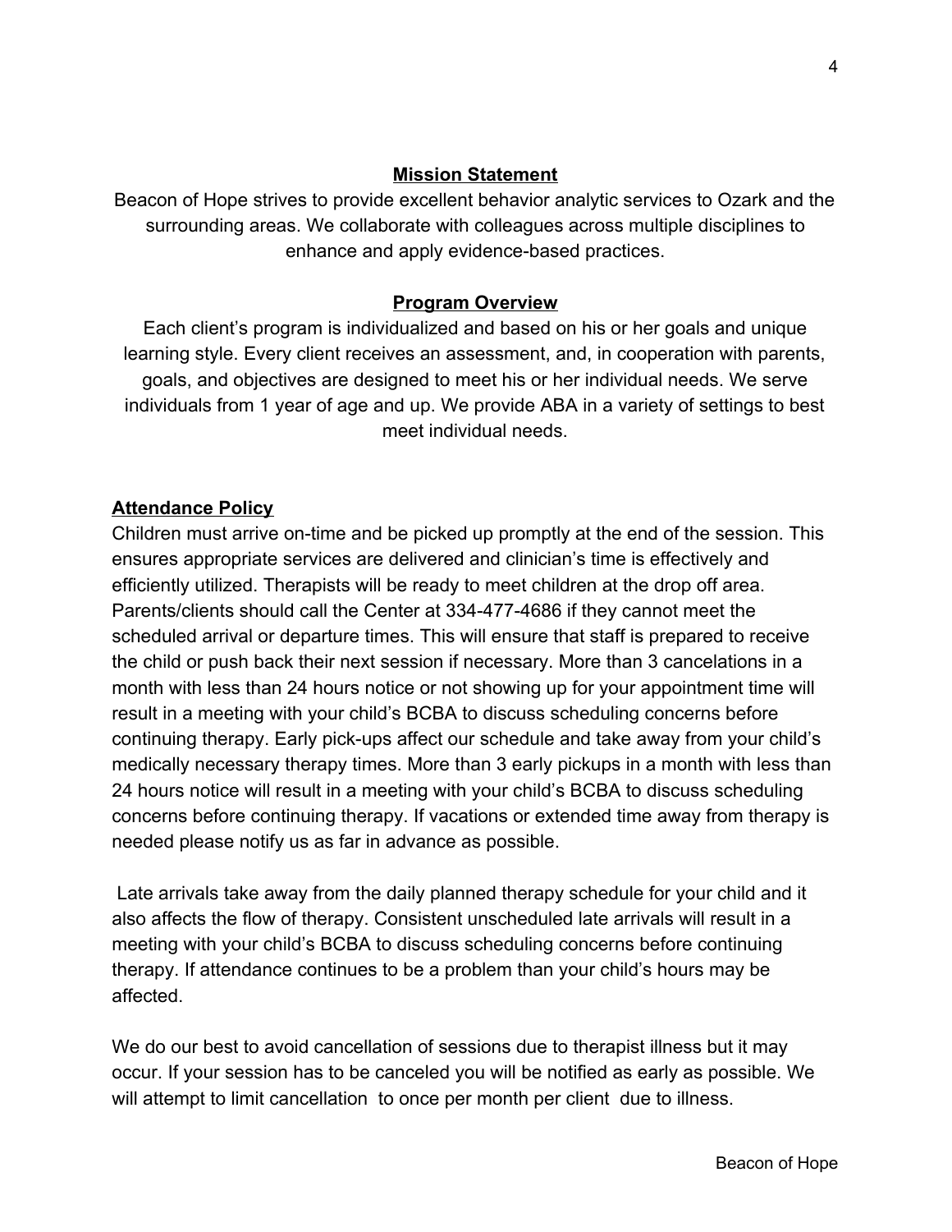## Mission Statement

Beacon of Hope strives to provide excellent behavior analytic services to Ozark and the surrounding areas. We collaborate with colleagues across multiple disciplines to enhance and apply evidence-based practices.

## Program Overview

Each client's program is individualized and based on his or her goals and unique learning style. Every client receives an assessment, and, in cooperation with parents, goals, and objectives are designed to meet his or her individual needs. We serve individuals from 1 year of age and up. We provide ABA in a variety of settings to best meet individual needs.

## Attendance Policy

Children must arrive on-time and be picked up promptly at the end of the session. This ensures appropriate services are delivered and clinician's time is effectively and efficiently utilized. Therapists will be ready to meet children at the drop off area. Parents/clients should call the Center at 334-477-4686 if they cannot meet the scheduled arrival or departure times. This will ensure that staff is prepared to receive the child or push back their next session if necessary. More than 3 cancelations in a month with less than 24 hours notice or not showing up for your appointment time will result in a meeting with your child's BCBA to discuss scheduling concerns before continuing therapy. Early pick-ups affect our schedule and take away from your child's medically necessary therapy times. More than 3 early pickups in a month with less than 24 hours notice will result in a meeting with your child's BCBA to discuss scheduling concerns before continuing therapy. If vacations or extended time away from therapy is needed please notify us as far in advance as possible.

Late arrivals take away from the daily planned therapy schedule for your child and it also affects the flow of therapy. Consistent unscheduled late arrivals will result in a meeting with your child's BCBA to discuss scheduling concerns before continuing therapy. If attendance continues to be a problem than your child's hours may be affected.

We do our best to avoid cancellation of sessions due to therapist illness but it may occur. If your session has to be canceled you will be notified as early as possible. We will attempt to limit cancellation to once per month per client due to illness.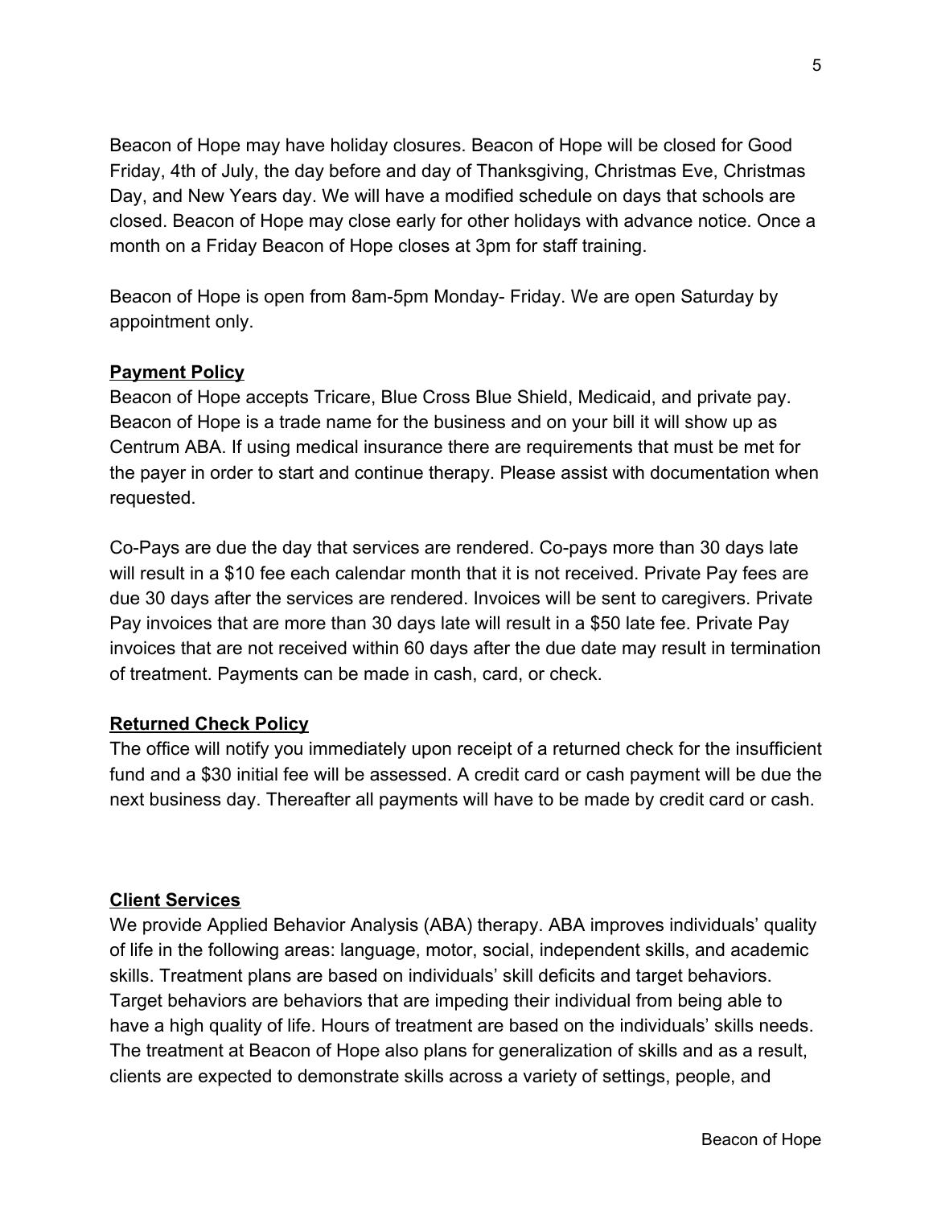Beacon of Hope may have holiday closures. Beacon of Hope will be closed for Good Friday, 4th of July, the day before and day of Thanksgiving, Christmas Eve, Christmas Day, and New Years day. We will have a modified schedule on days that schools are closed. Beacon of Hope may close early for other holidays with advance notice. Once a month on a Friday Beacon of Hope closes at 3pm for staff training.

Beacon of Hope is open from 8am-5pm Monday- Friday. We are open Saturday by appointment only.

## **Payment Policy**

Beacon of Hope accepts Tricare, Blue Cross Blue Shield, Medicaid, and private pay. Beacon of Hope is a trade name for the business and on your bill it will show up as Centrum ABA. If using medical insurance there are requirements that must be met for the payer in order to start and continue therapy. Please assist with documentation when requested.

Co-Pays are due the day that services are rendered. Co-pays more than 30 days late will result in a $10 fee each calendar month that it is not received. Private Pay fees are due 30 days after the services are rendered. Invoices will be sent to caregivers. Private Pay invoices that are more than 30 days late will result in a $50 late fee. Private Pay invoices that are not received within 60 days after the due date may result in termination of treatment. Payments can be made in cash, card, or check.

## **Returned Check Policy**

The office will notify you immediately upon receipt of a returned check for the insufficient fund and a $30 initial fee will be assessed. A credit card or cash payment will be due the next business day. Thereafter all payments will have to be made by credit card or cash.

## **Client Services**

We provide Applied Behavior Analysis (ABA) therapy. ABA improves individuals' quality of life in the following areas: language, motor, social, independent skills, and academic skills. Treatment plans are based on individuals' skill deficits and target behaviors. Target behaviors are behaviors that are impeding their individual from being able to have a high quality of life. Hours of treatment are based on the individuals' skills needs. The treatment at Beacon of Hope also plans for generalization of skills and as a result, clients are expected to demonstrate skills across a variety of settings, people, and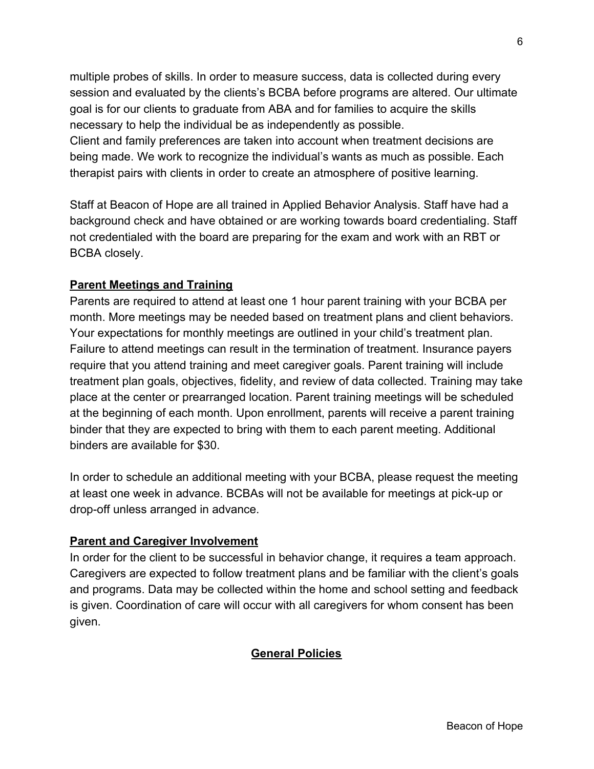multiple probes of skills. In order to measure success, data is collected during every session and evaluated by the clients's BCBA before programs are altered. Our ultimate goal is for our clients to graduate from ABA and for families to acquire the skills necessary to help the individual be as independently as possible.
Client and family preferences are taken into account when treatment decisions are being made. We work to recognize the individual's wants as much as possible. Each therapist pairs with clients in order to create an atmosphere of positive learning.

Staff at Beacon of Hope are all trained in Applied Behavior Analysis. Staff have had a background check and have obtained or are working towards board credentialing. Staff not credentialed with the board are preparing for the exam and work with an RBT or BCBA closely.

## Parent Meetings and Training

Parents are required to attend at least one 1 hour parent training with your BCBA per month. More meetings may be needed based on treatment plans and client behaviors. Your expectations for monthly meetings are outlined in your child's treatment plan. Failure to attend meetings can result in the termination of treatment. Insurance payers require that you attend training and meet caregiver goals. Parent training will include treatment plan goals, objectives, fidelity, and review of data collected. Training may take place at the center or prearranged location. Parent training meetings will be scheduled at the beginning of each month. Upon enrollment, parents will receive a parent training binder that they are expected to bring with them to each parent meeting. Additional binders are available for $30.

In order to schedule an additional meeting with your BCBA, please request the meeting at least one week in advance. BCBAs will not be available for meetings at pick-up or drop-off unless arranged in advance.

## Parent and Caregiver Involvement

In order for the client to be successful in behavior change, it requires a team approach. Caregivers are expected to follow treatment plans and be familiar with the client's goals and programs. Data may be collected within the home and school setting and feedback is given. Coordination of care will occur with all caregivers for whom consent has been given.

# General Policies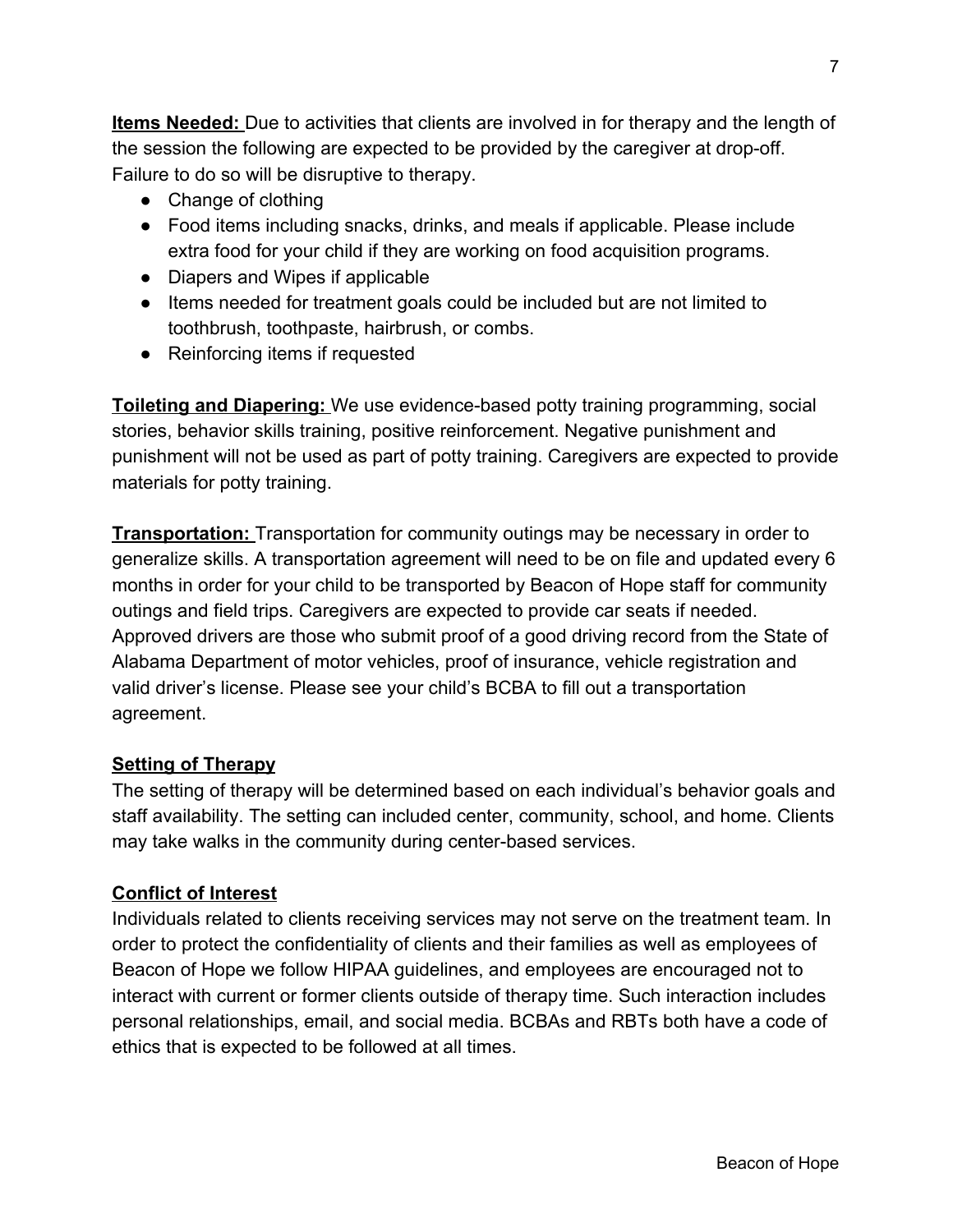**Items Needed:** Due to activities that clients are involved in for therapy and the length of the session the following are expected to be provided by the caregiver at drop-off. Failure to do so will be disruptive to therapy.

- Change of clothing
- Food items including snacks, drinks, and meals if applicable. Please include extra food for your child if they are working on food acquisition programs.
- Diapers and Wipes if applicable
- Items needed for treatment goals could be included but are not limited to toothbrush, toothpaste, hairbrush, or combs.
- Reinforcing items if requested

**Toileting and Diapering:** We use evidence-based potty training programming, social stories, behavior skills training, positive reinforcement. Negative punishment and punishment will not be used as part of potty training. Caregivers are expected to provide materials for potty training.

**Transportation:** Transportation for community outings may be necessary in order to generalize skills. A transportation agreement will need to be on file and updated every 6 months in order for your child to be transported by Beacon of Hope staff for community outings and field trips. Caregivers are expected to provide car seats if needed. Approved drivers are those who submit proof of a good driving record from the State of Alabama Department of motor vehicles, proof of insurance, vehicle registration and valid driver's license. Please see your child's BCBA to fill out a transportation agreement.

**Setting of Therapy**

The setting of therapy will be determined based on each individual's behavior goals and staff availability. The setting can included center, community, school, and home. Clients may take walks in the community during center-based services.

**Conflict of Interest**

Individuals related to clients receiving services may not serve on the treatment team. In order to protect the confidentiality of clients and their families as well as employees of Beacon of Hope we follow HIPAA guidelines, and employees are encouraged not to interact with current or former clients outside of therapy time. Such interaction includes personal relationships, email, and social media. BCBAs and RBTs both have a code of ethics that is expected to be followed at all times.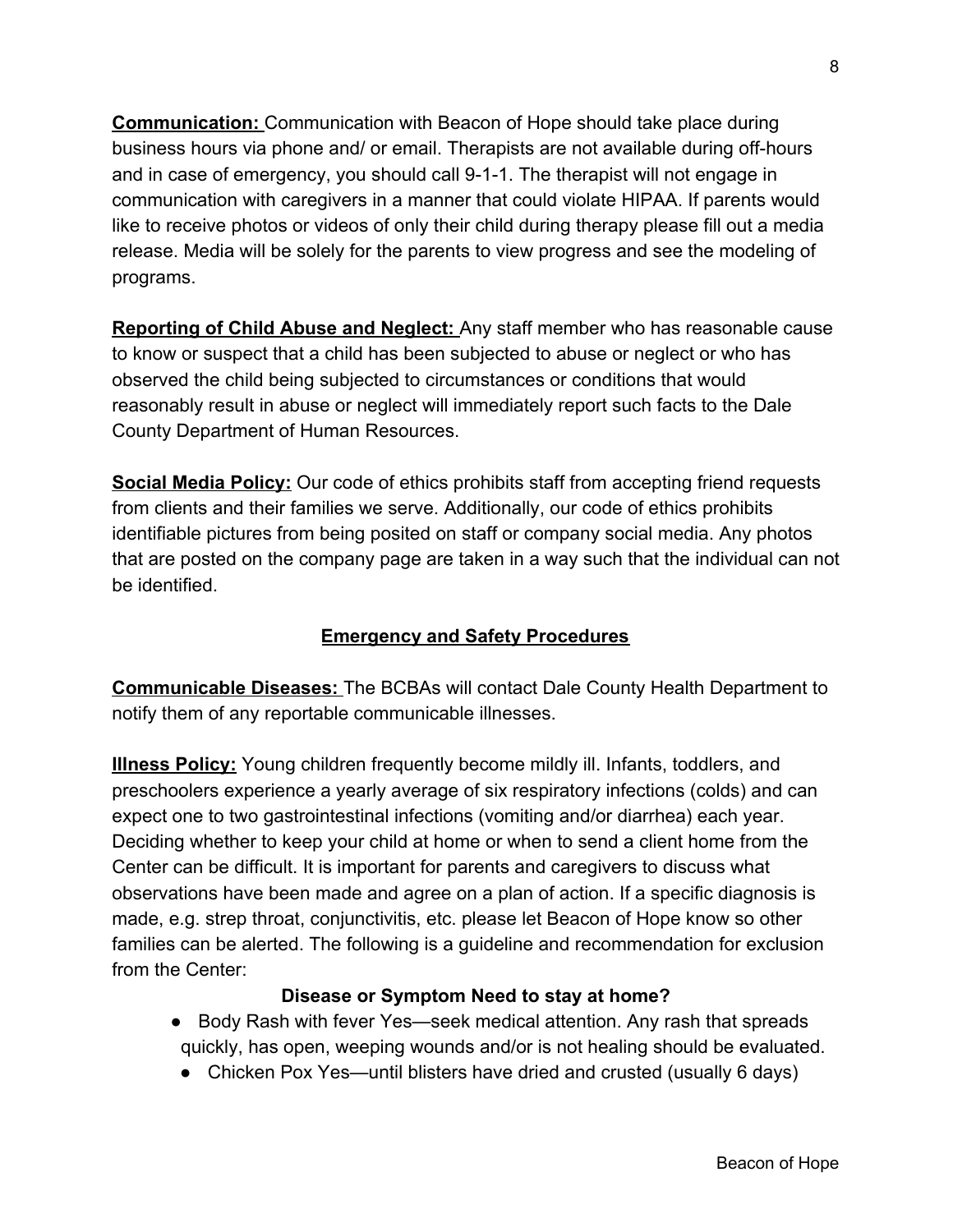**Communication:** Communication with Beacon of Hope should take place during business hours via phone and/ or email. Therapists are not available during off-hours and in case of emergency, you should call 9-1-1. The therapist will not engage in communication with caregivers in a manner that could violate HIPAA. If parents would like to receive photos or videos of only their child during therapy please fill out a media release. Media will be solely for the parents to view progress and see the modeling of programs.

**Reporting of Child Abuse and Neglect:** Any staff member who has reasonable cause to know or suspect that a child has been subjected to abuse or neglect or who has observed the child being subjected to circumstances or conditions that would reasonably result in abuse or neglect will immediately report such facts to the Dale County Department of Human Resources.

**Social Media Policy:** Our code of ethics prohibits staff from accepting friend requests from clients and their families we serve. Additionally, our code of ethics prohibits identifiable pictures from being posited on staff or company social media. Any photos that are posted on the company page are taken in a way such that the individual can not be identified.

## Emergency and Safety Procedures

**Communicable Diseases:** The BCBAs will contact Dale County Health Department to notify them of any reportable communicable illnesses.

**Illness Policy:** Young children frequently become mildly ill. Infants, toddlers, and preschoolers experience a yearly average of six respiratory infections (colds) and can expect one to two gastrointestinal infections (vomiting and/or diarrhea) each year. Deciding whether to keep your child at home or when to send a client home from the Center can be difficult. It is important for parents and caregivers to discuss what observations have been made and agree on a plan of action. If a specific diagnosis is made, e.g. strep throat, conjunctivitis, etc. please let Beacon of Hope know so other families can be alerted. The following is a guideline and recommendation for exclusion from the Center:

**Disease or Symptom Need to stay at home?**

- Body Rash with fever Yes—seek medical attention. Any rash that spreads quickly, has open, weeping wounds and/or is not healing should be evaluated.
- Chicken Pox Yes—until blisters have dried and crusted (usually 6 days)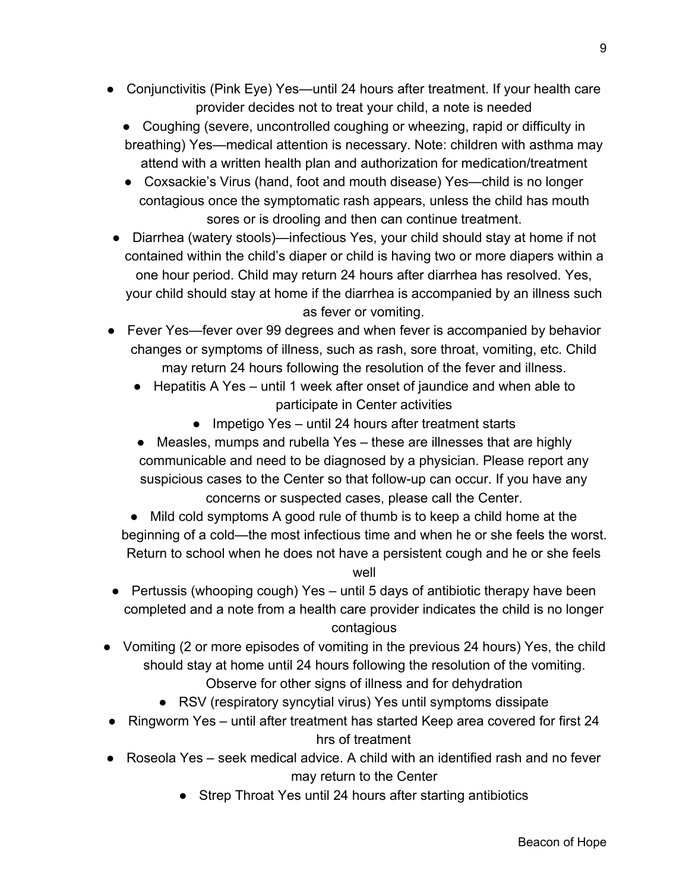- Conjunctivitis (Pink Eye) Yes—until 24 hours after treatment. If your health care provider decides not to treat your child, a note is needed
- Coughing (severe, uncontrolled coughing or wheezing, rapid or difficulty in breathing) Yes—medical attention is necessary. Note: children with asthma may attend with a written health plan and authorization for medication/treatment
- Coxsackie's Virus (hand, foot and mouth disease) Yes—child is no longer contagious once the symptomatic rash appears, unless the child has mouth sores or is drooling and then can continue treatment.
- Diarrhea (watery stools)—infectious Yes, your child should stay at home if not contained within the child's diaper or child is having two or more diapers within a one hour period. Child may return 24 hours after diarrhea has resolved. Yes, your child should stay at home if the diarrhea is accompanied by an illness such as fever or vomiting.
- Fever Yes—fever over 99 degrees and when fever is accompanied by behavior changes or symptoms of illness, such as rash, sore throat, vomiting, etc. Child may return 24 hours following the resolution of the fever and illness.
- Hepatitis A Yes – until 1 week after onset of jaundice and when able to participate in Center activities
- Impetigo Yes – until 24 hours after treatment starts
- Measles, mumps and rubella Yes – these are illnesses that are highly communicable and need to be diagnosed by a physician. Please report any suspicious cases to the Center so that follow-up can occur. If you have any concerns or suspected cases, please call the Center.
- Mild cold symptoms A good rule of thumb is to keep a child home at the beginning of a cold—the most infectious time and when he or she feels the worst. Return to school when he does not have a persistent cough and he or she feels well
- Pertussis (whooping cough) Yes – until 5 days of antibiotic therapy have been completed and a note from a health care provider indicates the child is no longer contagious
- Vomiting (2 or more episodes of vomiting in the previous 24 hours) Yes, the child should stay at home until 24 hours following the resolution of the vomiting. Observe for other signs of illness and for dehydration
- RSV (respiratory syncytial virus) Yes until symptoms dissipate
- Ringworm Yes – until after treatment has started Keep area covered for first 24 hrs of treatment
- Roseola Yes – seek medical advice. A child with an identified rash and no fever may return to the Center
- Strep Throat Yes until 24 hours after starting antibiotics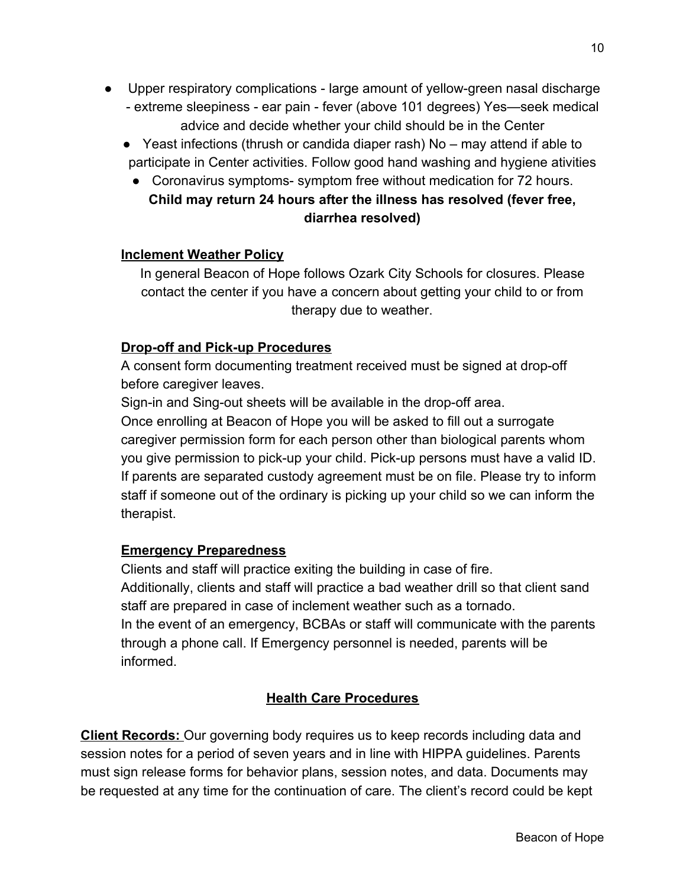- Upper respiratory complications - large amount of yellow-green nasal discharge - extreme sleepiness - ear pain - fever (above 101 degrees) Yes—seek medical advice and decide whether your child should be in the Center
- Yeast infections (thrush or candida diaper rash) No – may attend if able to participate in Center activities. Follow good hand washing and hygiene ativities
- Coronavirus symptoms- symptom free without medication for 72 hours.

**Child may return 24 hours after the illness has resolved (fever free, diarrhea resolved)**

**Inclement Weather Policy**

In general Beacon of Hope follows Ozark City Schools for closures. Please contact the center if you have a concern about getting your child to or from therapy due to weather.

**Drop-off and Pick-up Procedures**

A consent form documenting treatment received must be signed at drop-off before caregiver leaves.

Sign-in and Sing-out sheets will be available in the drop-off area.

Once enrolling at Beacon of Hope you will be asked to fill out a surrogate caregiver permission form for each person other than biological parents whom you give permission to pick-up your child. Pick-up persons must have a valid ID. If parents are separated custody agreement must be on file. Please try to inform staff if someone out of the ordinary is picking up your child so we can inform the therapist.

**Emergency Preparedness**

Clients and staff will practice exiting the building in case of fire.

Additionally, clients and staff will practice a bad weather drill so that client sand staff are prepared in case of inclement weather such as a tornado.

In the event of an emergency, BCBAs or staff will communicate with the parents through a phone call. If Emergency personnel is needed, parents will be informed.

## Health Care Procedures

**Client Records:** Our governing body requires us to keep records including data and session notes for a period of seven years and in line with HIPPA guidelines. Parents must sign release forms for behavior plans, session notes, and data. Documents may be requested at any time for the continuation of care. The client's record could be kept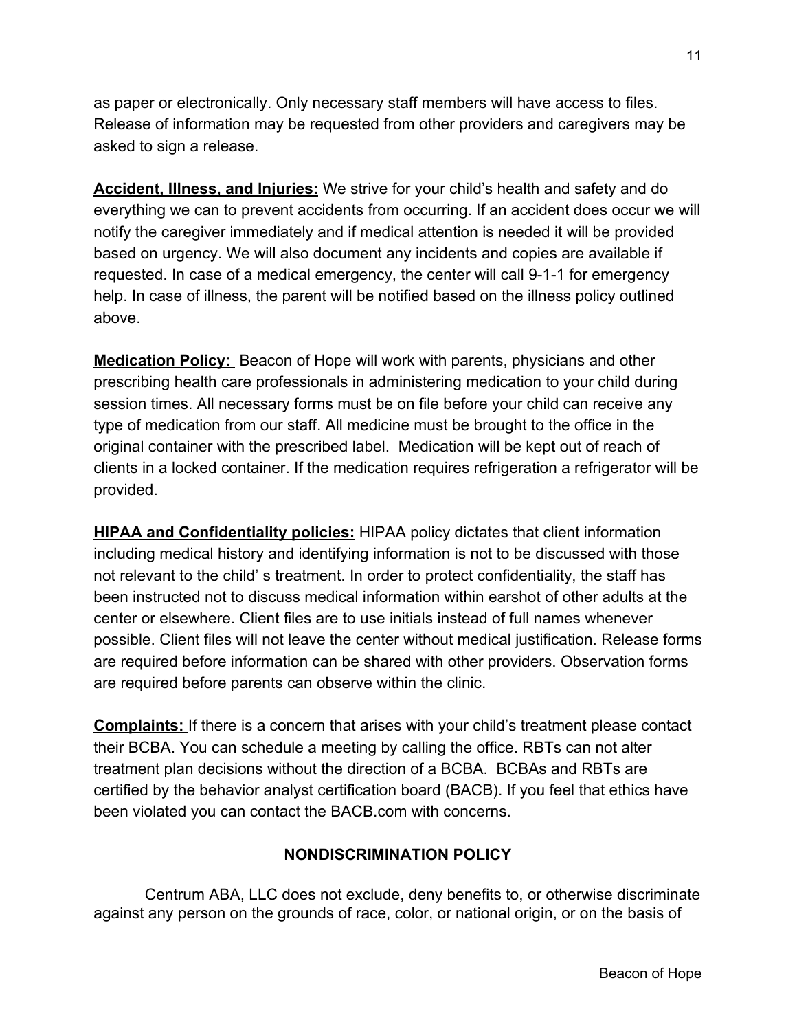as paper or electronically. Only necessary staff members will have access to files. Release of information may be requested from other providers and caregivers may be asked to sign a release.

**Accident, Illness, and Injuries:** We strive for your child's health and safety and do everything we can to prevent accidents from occurring. If an accident does occur we will notify the caregiver immediately and if medical attention is needed it will be provided based on urgency. We will also document any incidents and copies are available if requested. In case of a medical emergency, the center will call 9-1-1 for emergency help. In case of illness, the parent will be notified based on the illness policy outlined above.

**Medication Policy:** Beacon of Hope will work with parents, physicians and other prescribing health care professionals in administering medication to your child during session times. All necessary forms must be on file before your child can receive any type of medication from our staff. All medicine must be brought to the office in the original container with the prescribed label. Medication will be kept out of reach of clients in a locked container. If the medication requires refrigeration a refrigerator will be provided.

**HIPAA and Confidentiality policies:** HIPAA policy dictates that client information including medical history and identifying information is not to be discussed with those not relevant to the child' s treatment. In order to protect confidentiality, the staff has been instructed not to discuss medical information within earshot of other adults at the center or elsewhere. Client files are to use initials instead of full names whenever possible. Client files will not leave the center without medical justification. Release forms are required before information can be shared with other providers. Observation forms are required before parents can observe within the clinic.

**Complaints:** If there is a concern that arises with your child's treatment please contact their BCBA. You can schedule a meeting by calling the office. RBTs can not alter treatment plan decisions without the direction of a BCBA. BCBAs and RBTs are certified by the behavior analyst certification board (BACB). If you feel that ethics have been violated you can contact the BACB.com with concerns.

## NONDISCRIMINATION POLICY

Centrum ABA, LLC does not exclude, deny benefits to, or otherwise discriminate against any person on the grounds of race, color, or national origin, or on the basis of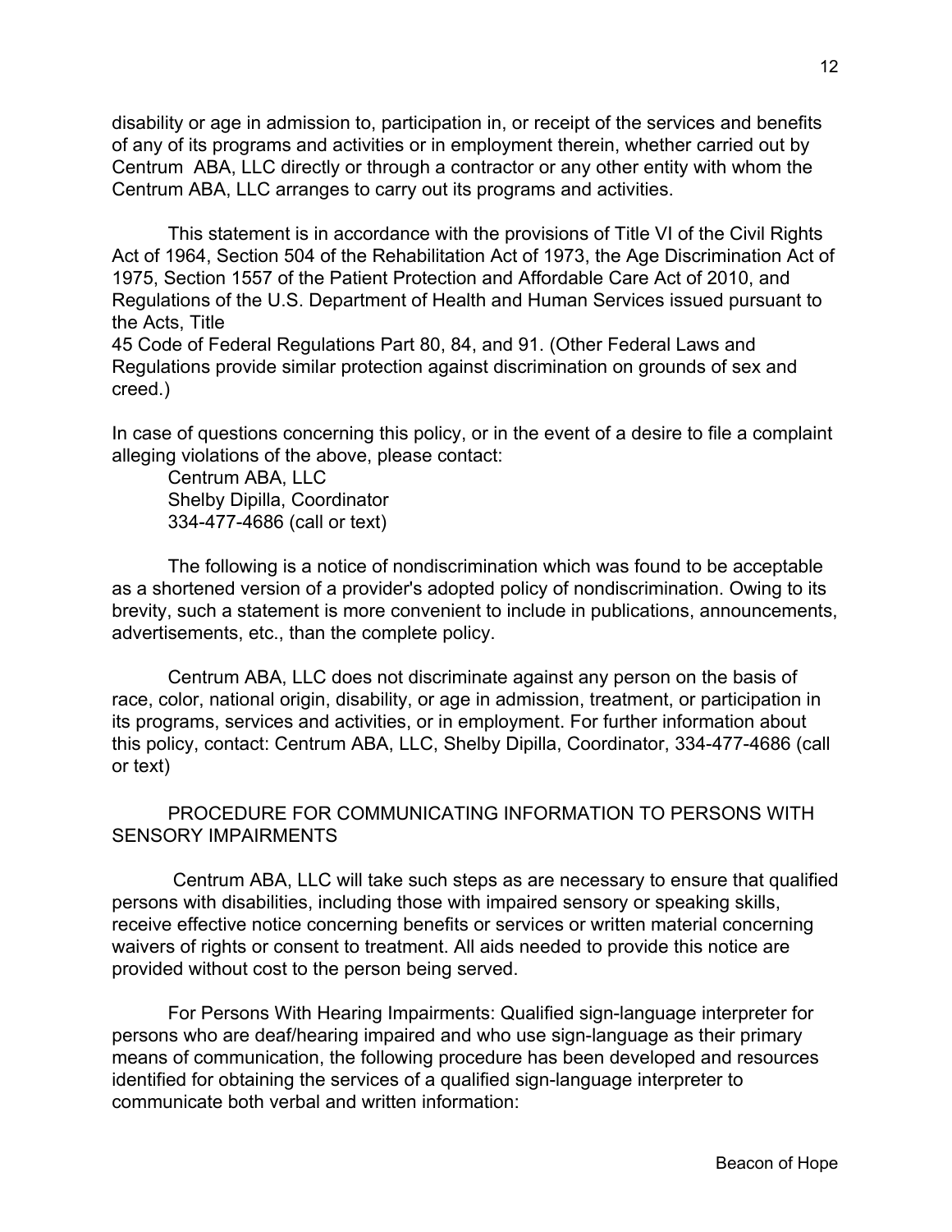disability or age in admission to, participation in, or receipt of the services and benefits of any of its programs and activities or in employment therein, whether carried out by Centrum ABA, LLC directly or through a contractor or any other entity with whom the Centrum ABA, LLC arranges to carry out its programs and activities.

This statement is in accordance with the provisions of Title VI of the Civil Rights Act of 1964, Section 504 of the Rehabilitation Act of 1973, the Age Discrimination Act of 1975, Section 1557 of the Patient Protection and Affordable Care Act of 2010, and Regulations of the U.S. Department of Health and Human Services issued pursuant to the Acts, Title
45 Code of Federal Regulations Part 80, 84, and 91. (Other Federal Laws and Regulations provide similar protection against discrimination on grounds of sex and creed.)

In case of questions concerning this policy, or in the event of a desire to file a complaint alleging violations of the above, please contact:

Centrum ABA, LLC
Shelby Dipilla, Coordinator
334-477-4686 (call or text)

The following is a notice of nondiscrimination which was found to be acceptable as a shortened version of a provider's adopted policy of nondiscrimination. Owing to its brevity, such a statement is more convenient to include in publications, announcements, advertisements, etc., than the complete policy.

Centrum ABA, LLC does not discriminate against any person on the basis of race, color, national origin, disability, or age in admission, treatment, or participation in its programs, services and activities, or in employment. For further information about this policy, contact: Centrum ABA, LLC, Shelby Dipilla, Coordinator, 334-477-4686 (call or text)

PROCEDURE FOR COMMUNICATING INFORMATION TO PERSONS WITH SENSORY IMPAIRMENTS

Centrum ABA, LLC will take such steps as are necessary to ensure that qualified persons with disabilities, including those with impaired sensory or speaking skills, receive effective notice concerning benefits or services or written material concerning waivers of rights or consent to treatment. All aids needed to provide this notice are provided without cost to the person being served.

For Persons With Hearing Impairments: Qualified sign-language interpreter for persons who are deaf/hearing impaired and who use sign-language as their primary means of communication, the following procedure has been developed and resources identified for obtaining the services of a qualified sign-language interpreter to communicate both verbal and written information: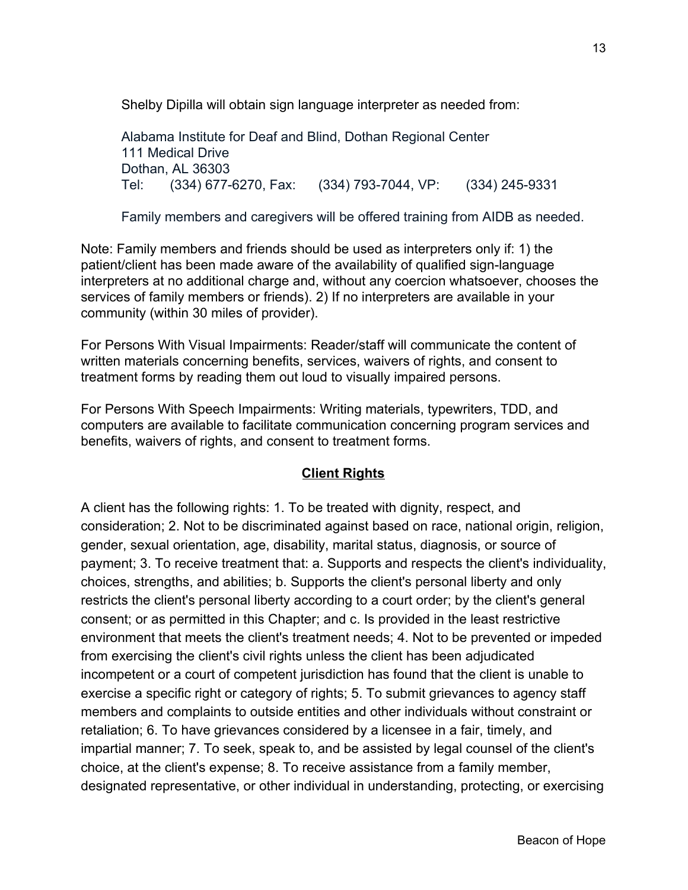Shelby Dipilla will obtain sign language interpreter as needed from:

Alabama Institute for Deaf and Blind, Dothan Regional Center
111 Medical Drive
Dothan, AL 36303
Tel: (334) 677-6270, Fax: (334) 793-7044, VP: (334) 245-9331

Family members and caregivers will be offered training from AIDB as needed.

Note: Family members and friends should be used as interpreters only if: 1) the patient/client has been made aware of the availability of qualified sign-language interpreters at no additional charge and, without any coercion whatsoever, chooses the services of family members or friends). 2) If no interpreters are available in your community (within 30 miles of provider).

For Persons With Visual Impairments: Reader/staff will communicate the content of written materials concerning benefits, services, waivers of rights, and consent to treatment forms by reading them out loud to visually impaired persons.

For Persons With Speech Impairments: Writing materials, typewriters, TDD, and computers are available to facilitate communication concerning program services and benefits, waivers of rights, and consent to treatment forms.

## Client Rights

A client has the following rights: 1. To be treated with dignity, respect, and consideration; 2. Not to be discriminated against based on race, national origin, religion, gender, sexual orientation, age, disability, marital status, diagnosis, or source of payment; 3. To receive treatment that: a. Supports and respects the client's individuality, choices, strengths, and abilities; b. Supports the client's personal liberty and only restricts the client's personal liberty according to a court order; by the client's general consent; or as permitted in this Chapter; and c. Is provided in the least restrictive environment that meets the client's treatment needs; 4. Not to be prevented or impeded from exercising the client's civil rights unless the client has been adjudicated incompetent or a court of competent jurisdiction has found that the client is unable to exercise a specific right or category of rights; 5. To submit grievances to agency staff members and complaints to outside entities and other individuals without constraint or retaliation; 6. To have grievances considered by a licensee in a fair, timely, and impartial manner; 7. To seek, speak to, and be assisted by legal counsel of the client's choice, at the client's expense; 8. To receive assistance from a family member, designated representative, or other individual in understanding, protecting, or exercising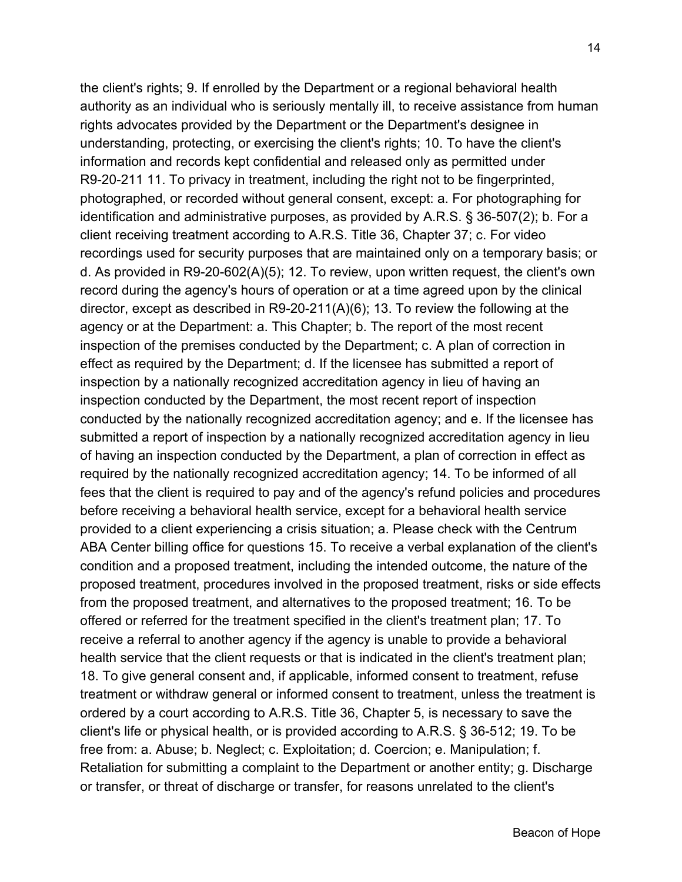the client's rights; 9. If enrolled by the Department or a regional behavioral health authority as an individual who is seriously mentally ill, to receive assistance from human rights advocates provided by the Department or the Department's designee in understanding, protecting, or exercising the client's rights; 10. To have the client's information and records kept confidential and released only as permitted under R9-20-211 11. To privacy in treatment, including the right not to be fingerprinted, photographed, or recorded without general consent, except: a. For photographing for identification and administrative purposes, as provided by A.R.S. § 36-507(2); b. For a client receiving treatment according to A.R.S. Title 36, Chapter 37; c. For video recordings used for security purposes that are maintained only on a temporary basis; or d. As provided in R9-20-602(A)(5); 12. To review, upon written request, the client's own record during the agency's hours of operation or at a time agreed upon by the clinical director, except as described in R9-20-211(A)(6); 13. To review the following at the agency or at the Department: a. This Chapter; b. The report of the most recent inspection of the premises conducted by the Department; c. A plan of correction in effect as required by the Department; d. If the licensee has submitted a report of inspection by a nationally recognized accreditation agency in lieu of having an inspection conducted by the Department, the most recent report of inspection conducted by the nationally recognized accreditation agency; and e. If the licensee has submitted a report of inspection by a nationally recognized accreditation agency in lieu of having an inspection conducted by the Department, a plan of correction in effect as required by the nationally recognized accreditation agency; 14. To be informed of all fees that the client is required to pay and of the agency's refund policies and procedures before receiving a behavioral health service, except for a behavioral health service provided to a client experiencing a crisis situation; a. Please check with the Centrum ABA Center billing office for questions 15. To receive a verbal explanation of the client's condition and a proposed treatment, including the intended outcome, the nature of the proposed treatment, procedures involved in the proposed treatment, risks or side effects from the proposed treatment, and alternatives to the proposed treatment; 16. To be offered or referred for the treatment specified in the client's treatment plan; 17. To receive a referral to another agency if the agency is unable to provide a behavioral health service that the client requests or that is indicated in the client's treatment plan; 18. To give general consent and, if applicable, informed consent to treatment, refuse treatment or withdraw general or informed consent to treatment, unless the treatment is ordered by a court according to A.R.S. Title 36, Chapter 5, is necessary to save the client's life or physical health, or is provided according to A.R.S. § 36-512; 19. To be free from: a. Abuse; b. Neglect; c. Exploitation; d. Coercion; e. Manipulation; f. Retaliation for submitting a complaint to the Department or another entity; g. Discharge or transfer, or threat of discharge or transfer, for reasons unrelated to the client's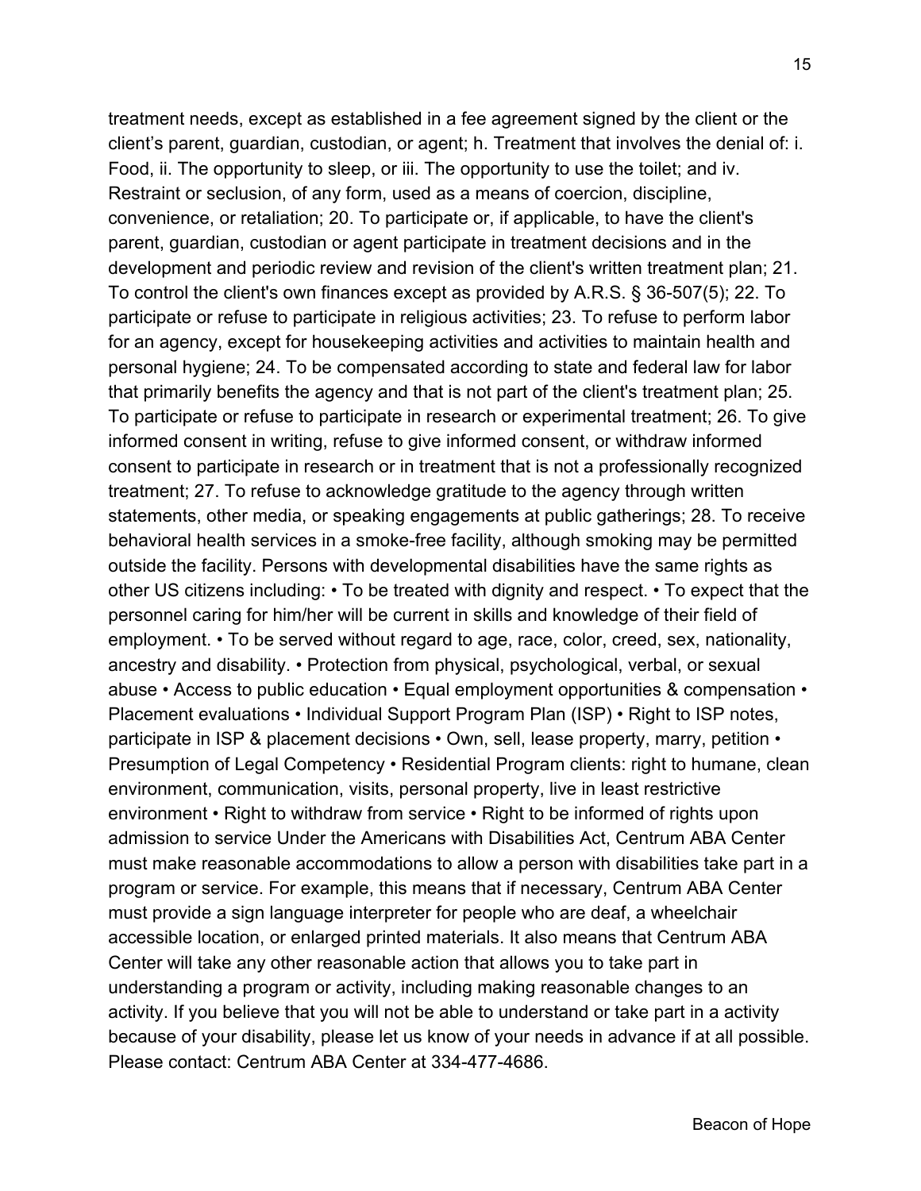treatment needs, except as established in a fee agreement signed by the client or the client's parent, guardian, custodian, or agent; h. Treatment that involves the denial of: i. Food, ii. The opportunity to sleep, or iii. The opportunity to use the toilet; and iv. Restraint or seclusion, of any form, used as a means of coercion, discipline, convenience, or retaliation; 20. To participate or, if applicable, to have the client's parent, guardian, custodian or agent participate in treatment decisions and in the development and periodic review and revision of the client's written treatment plan; 21. To control the client's own finances except as provided by A.R.S. § 36-507(5); 22. To participate or refuse to participate in religious activities; 23. To refuse to perform labor for an agency, except for housekeeping activities and activities to maintain health and personal hygiene; 24. To be compensated according to state and federal law for labor that primarily benefits the agency and that is not part of the client's treatment plan; 25. To participate or refuse to participate in research or experimental treatment; 26. To give informed consent in writing, refuse to give informed consent, or withdraw informed consent to participate in research or in treatment that is not a professionally recognized treatment; 27. To refuse to acknowledge gratitude to the agency through written statements, other media, or speaking engagements at public gatherings; 28. To receive behavioral health services in a smoke-free facility, although smoking may be permitted outside the facility. Persons with developmental disabilities have the same rights as other US citizens including: • To be treated with dignity and respect. • To expect that the personnel caring for him/her will be current in skills and knowledge of their field of employment. • To be served without regard to age, race, color, creed, sex, nationality, ancestry and disability. • Protection from physical, psychological, verbal, or sexual abuse • Access to public education • Equal employment opportunities & compensation • Placement evaluations • Individual Support Program Plan (ISP) • Right to ISP notes, participate in ISP & placement decisions • Own, sell, lease property, marry, petition • Presumption of Legal Competency • Residential Program clients: right to humane, clean environment, communication, visits, personal property, live in least restrictive environment • Right to withdraw from service • Right to be informed of rights upon admission to service Under the Americans with Disabilities Act, Centrum ABA Center must make reasonable accommodations to allow a person with disabilities take part in a program or service. For example, this means that if necessary, Centrum ABA Center must provide a sign language interpreter for people who are deaf, a wheelchair accessible location, or enlarged printed materials. It also means that Centrum ABA Center will take any other reasonable action that allows you to take part in understanding a program or activity, including making reasonable changes to an activity. If you believe that you will not be able to understand or take part in a activity because of your disability, please let us know of your needs in advance if at all possible. Please contact: Centrum ABA Center at 334-477-4686.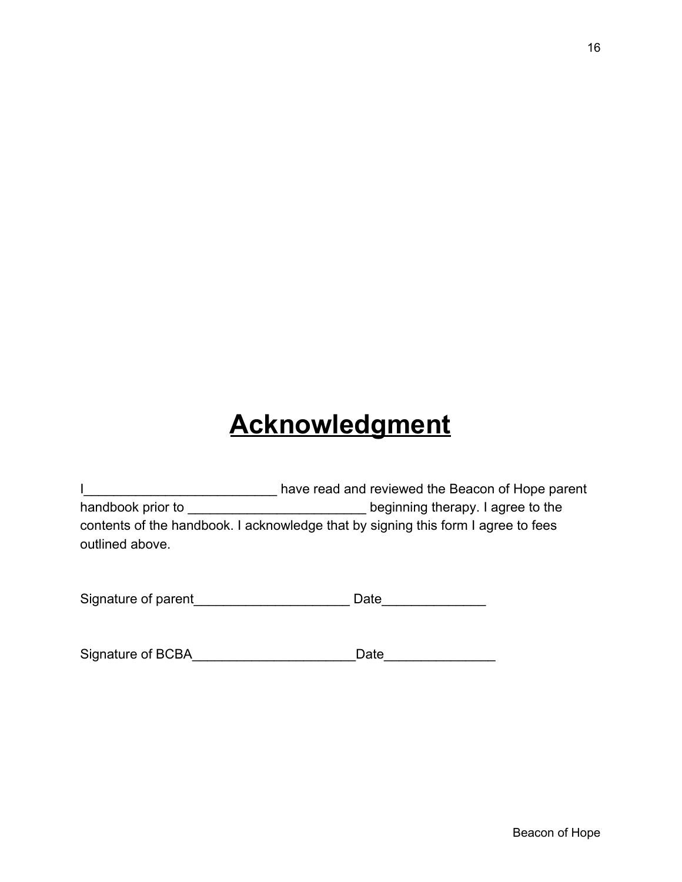# Acknowledgment

I__________________________ have read and reviewed the Beacon of Hope parent handbook prior to ________________________ beginning therapy. I agree to the contents of the handbook. I acknowledge that by signing this form I agree to fees outlined above.

Signature of parent_____________________ Date______________

Signature of BCBA______________________Date_______________